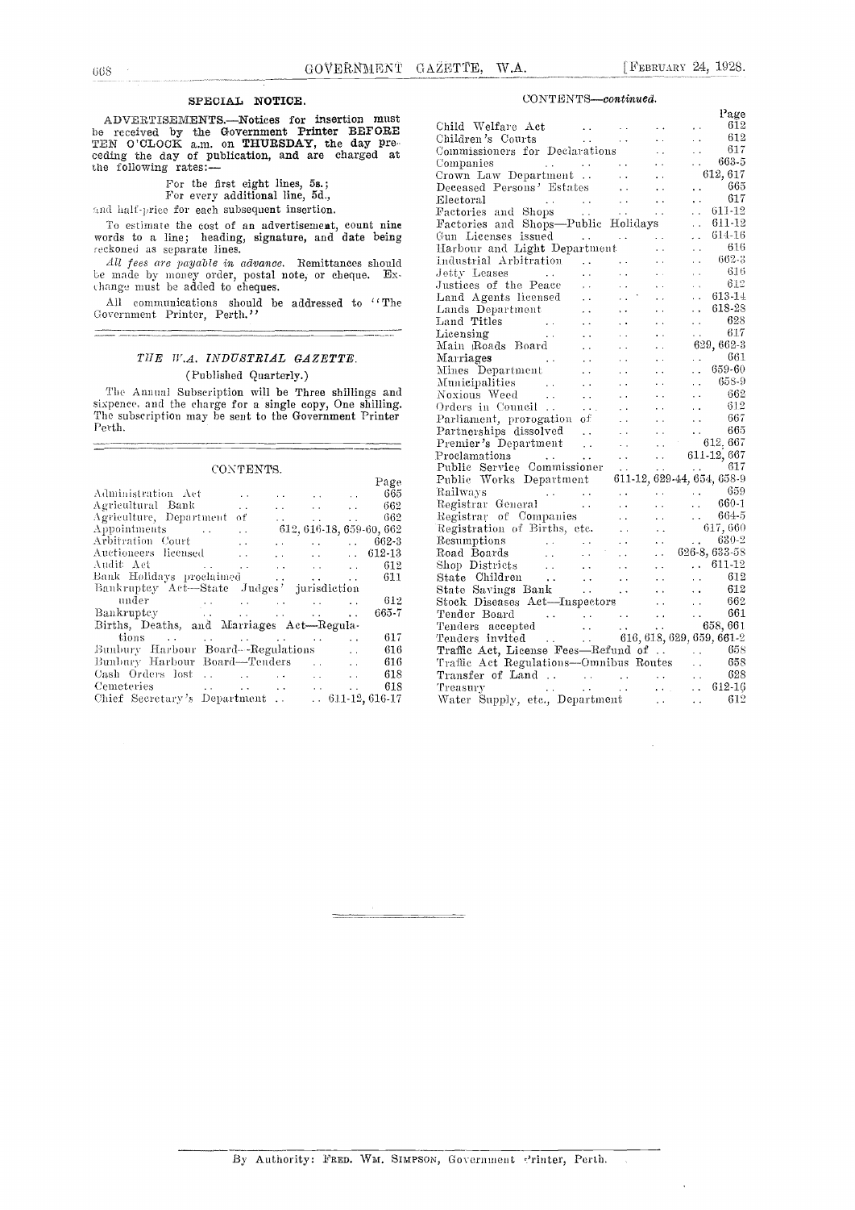## SPECIAL NOTICE.

ADVERTISEMENTS.—Notices for insertion must be received by the Government Printer **BEFORE TEN O'CLOCK** a.m. on **THURSDAY**, the day preceding the day of publication, and are charged at the following rates:—

For the first eight lines, 5s.;
For every additional line, 5d.,

and half-price for each subsequent insertion.

To estimate the cost of an advertisement, count nine words to a line; heading, signature, and date being reckoned as separate lines.

*All fees are payable in advance.* Remittances should be made by money order, postal note, or cheque. Exchange must be added to cheques.

All communications should be addressed to "The Government Printer, Perth."

## *THE W.A. INDUSTRIAL GAZETTE.*

(Published Quarterly.)

The Annual Subscription will be Three shillings and sixpence, and the charge for a single copy, One shilling. The subscription may be sent to the Government Printer Perth.

## CONTENTS.

| | Page |
|---|---|
| Administration Act | 665 |
| Agricultural Bank | 662 |
| Agriculture, Department of | 662 |
| Appointments | 612, 616-18, 659-60, 662 |
| Arbitration Court | 662-3 |
| Auctioneers licensed | 612-13 |
| Audit Act | 612 |
| Bank Holidays proclaimed | 611 |
| Bankruptcy Act—State Judges' jurisdiction under | 612 |
| Bankruptcy | 665-7 |
| Births, Deaths, and Marriages Act—Regulations | 617 |
| Bunbury Harbour Board—Regulations | 616 |
| Bunbury Harbour Board—Tenders | 616 |
| Cash Orders lost | 618 |
| Cemeteries | 618 |
| Chief Secretary's Department | 611-12, 616-17 |
| Child Welfare Act | 612 |
| Children's Courts | 612 |
| Commissioners for Declarations | 617 |
| Companies | 663-5 |
| Crown Law Department | 612, 617 |
| Deceased Persons' Estates | 665 |
| Electoral | 617 |
| Factories and Shops | 611-12 |
| Factories and Shops—Public Holidays | 611-12 |
| Gun Licenses issued | 614-16 |
| Harbour and Light Department | 616 |
| Industrial Arbitration | 662-3 |
| Jetty Leases | 616 |
| Justices of the Peace | 612 |
| Land Agents licensed | 613-14 |
| Lands Department | 618-28 |
| Land Titles | 628 |
| Licensing | 617 |
| Main Roads Board | 629, 662-3 |
| Marriages | 661 |
| Mines Department | 659-60 |
| Municipalities | 658-9 |
| Noxious Weed | 662 |
| Orders in Council | 612 |
| Parliament, prorogation of | 667 |
| Partnerships dissolved | 665 |
| Premier's Department | 612, 667 |
| Proclamations | 611-12, 667 |
| Public Service Commissioner | 617 |
| Public Works Department | 611-12, 629-44, 654, 658-9 |
| Railways | 659 |
| Registrar General | 660-1 |
| Registrar of Companies | 664-5 |
| Registration of Births, etc. | 617, 660 |
| Resumptions | 630-2 |
| Road Boards | 626-8, 633-58 |
| Shop Districts | 611-12 |
| State Children | 612 |
| State Savings Bank | 612 |
| Stock Diseases Act—Inspectors | 662 |
| Tender Board | 661 |
| Tenders accepted | 658, 661 |
| Tenders invited | 616, 618, 629, 659, 661-2 |
| Traffic Act, License Fees—Refund of | 658 |
| Traffic Act Regulations—Omnibus Routes | 658 |
| Transfer of Land | 628 |
| Treasury | 612-16 |
| Water Supply, etc., Department | 612 |

By Authority: FRED. WM. SIMPSON, Government Printer, Perth.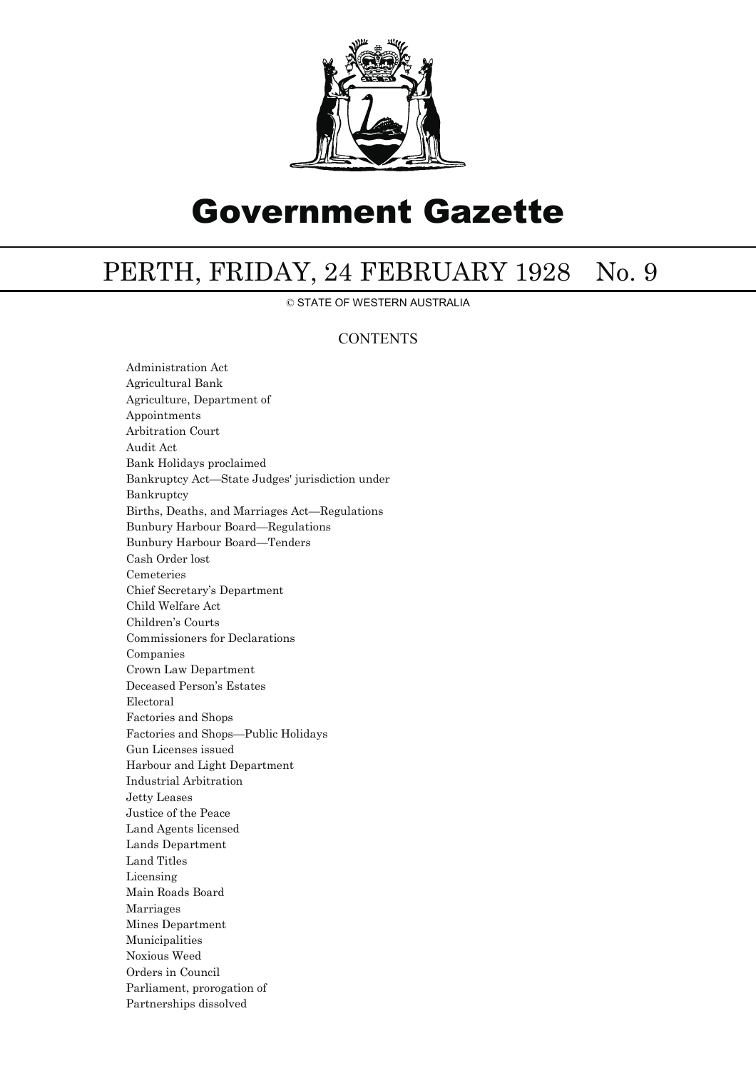# Government Gazette

## PERTH, FRIDAY, 24 FEBRUARY 1928 No. 9

© STATE OF WESTERN AUSTRALIA

### CONTENTS

Administration Act
Agricultural Bank
Agriculture, Department of
Appointments
Arbitration Court
Audit Act
Bank Holidays proclaimed
Bankruptcy Act—State Judges' jurisdiction under
Bankruptcy
Births, Deaths, and Marriages Act—Regulations
Bunbury Harbour Board—Regulations
Bunbury Harbour Board—Tenders
Cash Order lost
Cemeteries
Chief Secretary's Department
Child Welfare Act
Children's Courts
Commissioners for Declarations
Companies
Crown Law Department
Deceased Person's Estates
Electoral
Factories and Shops
Factories and Shops—Public Holidays
Gun Licenses issued
Harbour and Light Department
Industrial Arbitration
Jetty Leases
Justice of the Peace
Land Agents licensed
Lands Department
Land Titles
Licensing
Main Roads Board
Marriages
Mines Department
Municipalities
Noxious Weed
Orders in Council
Parliament, prorogation of
Partnerships dissolved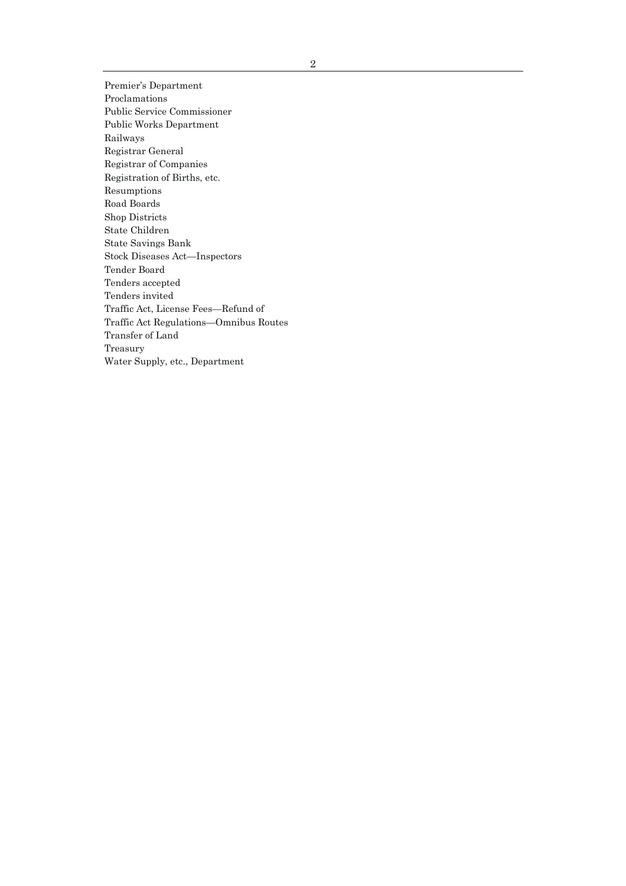Premier's Department
Proclamations
Public Service Commissioner
Public Works Department
Railways
Registrar General
Registrar of Companies
Registration of Births, etc.
Resumptions
Road Boards
Shop Districts
State Children
State Savings Bank
Stock Diseases Act—Inspectors
Tender Board
Tenders accepted
Tenders invited
Traffic Act, License Fees—Refund of
Traffic Act Regulations—Omnibus Routes
Transfer of Land
Treasury
Water Supply, etc., Department